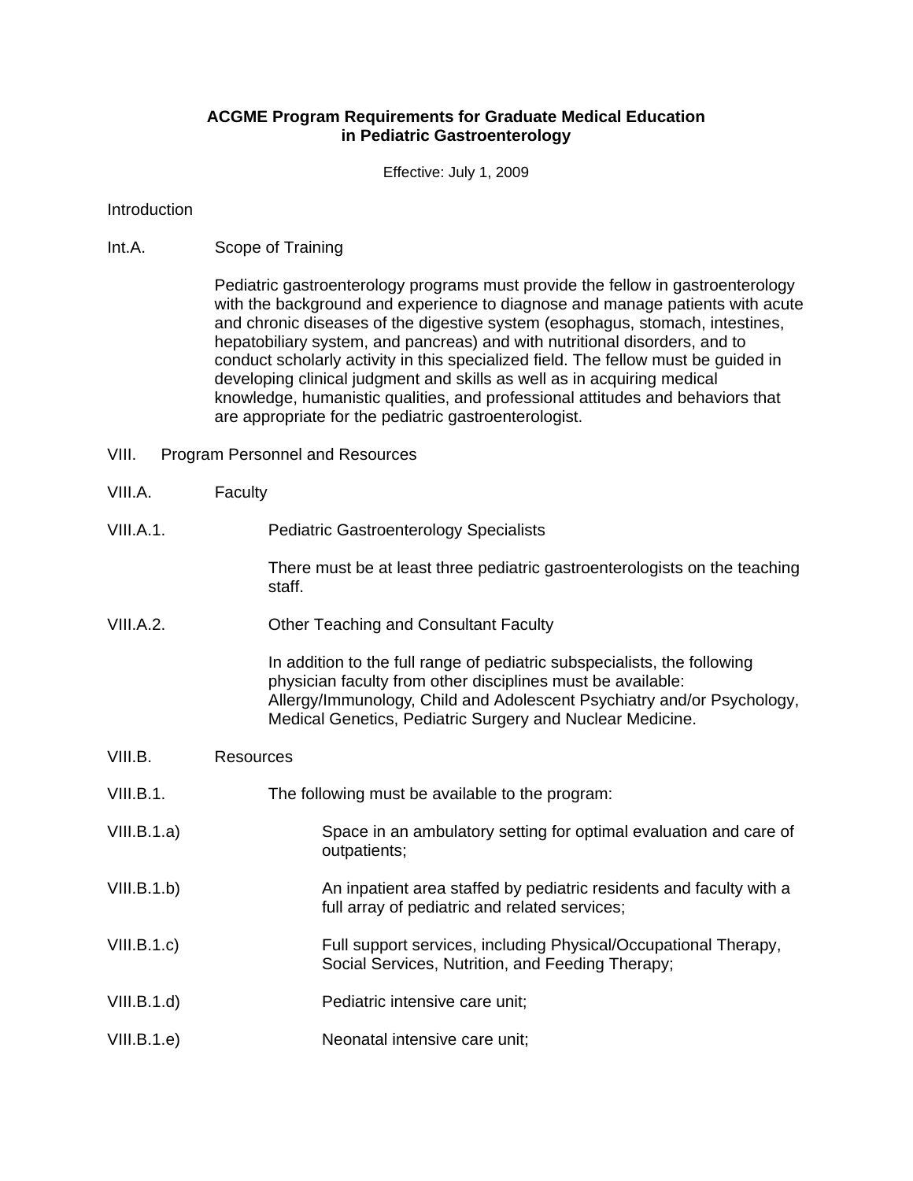# ACGME Program Requirements for Graduate Medical Education in Pediatric Gastroenterology

Effective: July 1, 2009

Introduction

Int.A. Scope of Training

Pediatric gastroenterology programs must provide the fellow in gastroenterology with the background and experience to diagnose and manage patients with acute and chronic diseases of the digestive system (esophagus, stomach, intestines, hepatobiliary system, and pancreas) and with nutritional disorders, and to conduct scholarly activity in this specialized field. The fellow must be guided in developing clinical judgment and skills as well as in acquiring medical knowledge, humanistic qualities, and professional attitudes and behaviors that are appropriate for the pediatric gastroenterologist.

VIII. Program Personnel and Resources

VIII.A. Faculty

VIII.A.1. Pediatric Gastroenterology Specialists

There must be at least three pediatric gastroenterologists on the teaching staff.

VIII.A.2. Other Teaching and Consultant Faculty

In addition to the full range of pediatric subspecialists, the following physician faculty from other disciplines must be available: Allergy/Immunology, Child and Adolescent Psychiatry and/or Psychology, Medical Genetics, Pediatric Surgery and Nuclear Medicine.

VIII.B. Resources

VIII.B.1. The following must be available to the program:

VIII.B.1.a) Space in an ambulatory setting for optimal evaluation and care of outpatients;

VIII.B.1.b) An inpatient area staffed by pediatric residents and faculty with a full array of pediatric and related services;

VIII.B.1.c) Full support services, including Physical/Occupational Therapy, Social Services, Nutrition, and Feeding Therapy;

VIII.B.1.d) Pediatric intensive care unit;

VIII.B.1.e) Neonatal intensive care unit;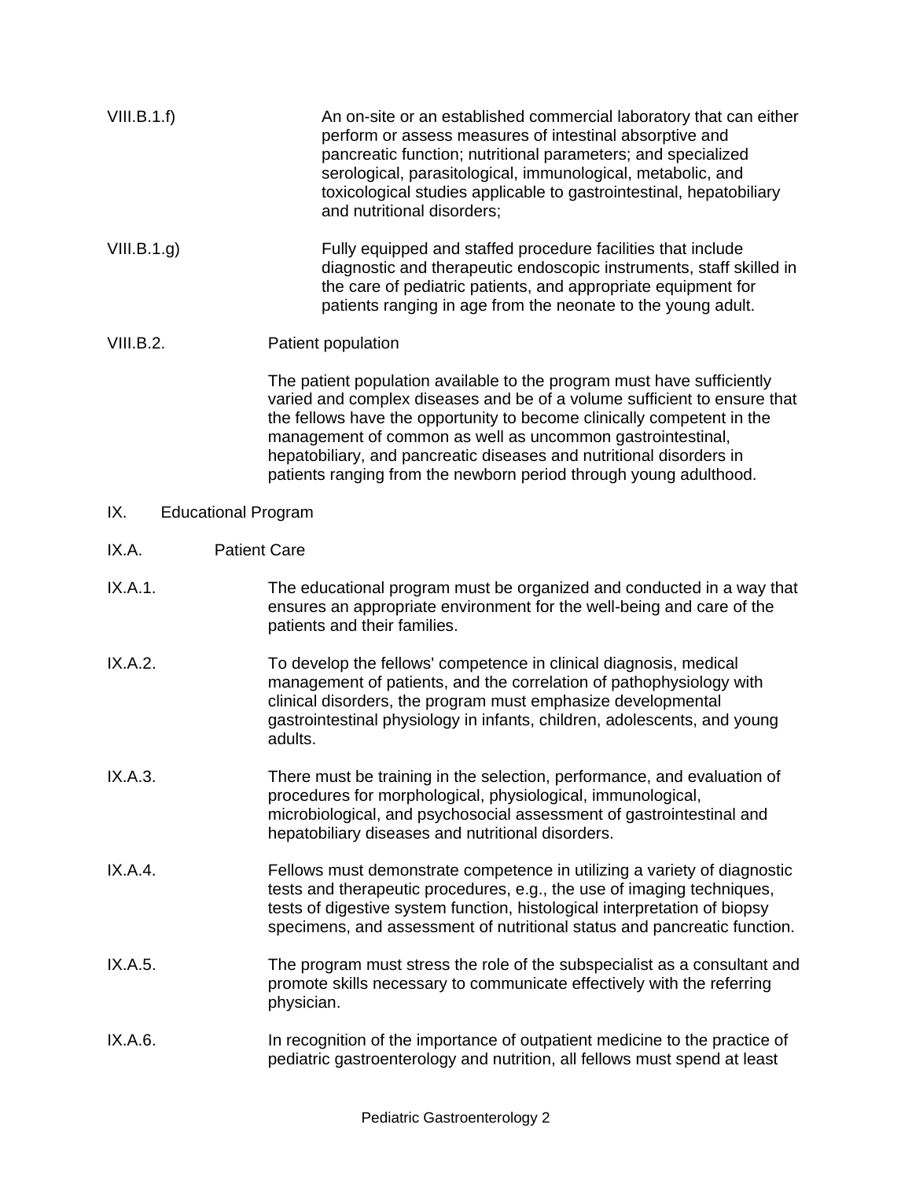VIII.B.1.f) An on-site or an established commercial laboratory that can either perform or assess measures of intestinal absorptive and pancreatic function; nutritional parameters; and specialized serological, parasitological, immunological, metabolic, and toxicological studies applicable to gastrointestinal, hepatobiliary and nutritional disorders;

VIII.B.1.g) Fully equipped and staffed procedure facilities that include diagnostic and therapeutic endoscopic instruments, staff skilled in the care of pediatric patients, and appropriate equipment for patients ranging in age from the neonate to the young adult.

VIII.B.2. Patient population

The patient population available to the program must have sufficiently varied and complex diseases and be of a volume sufficient to ensure that the fellows have the opportunity to become clinically competent in the management of common as well as uncommon gastrointestinal, hepatobiliary, and pancreatic diseases and nutritional disorders in patients ranging from the newborn period through young adulthood.

## IX. Educational Program

### IX.A. Patient Care

IX.A.1. The educational program must be organized and conducted in a way that ensures an appropriate environment for the well-being and care of the patients and their families.

IX.A.2. To develop the fellows' competence in clinical diagnosis, medical management of patients, and the correlation of pathophysiology with clinical disorders, the program must emphasize developmental gastrointestinal physiology in infants, children, adolescents, and young adults.

IX.A.3. There must be training in the selection, performance, and evaluation of procedures for morphological, physiological, immunological, microbiological, and psychosocial assessment of gastrointestinal and hepatobiliary diseases and nutritional disorders.

IX.A.4. Fellows must demonstrate competence in utilizing a variety of diagnostic tests and therapeutic procedures, e.g., the use of imaging techniques, tests of digestive system function, histological interpretation of biopsy specimens, and assessment of nutritional status and pancreatic function.

IX.A.5. The program must stress the role of the subspecialist as a consultant and promote skills necessary to communicate effectively with the referring physician.

IX.A.6. In recognition of the importance of outpatient medicine to the practice of pediatric gastroenterology and nutrition, all fellows must spend at least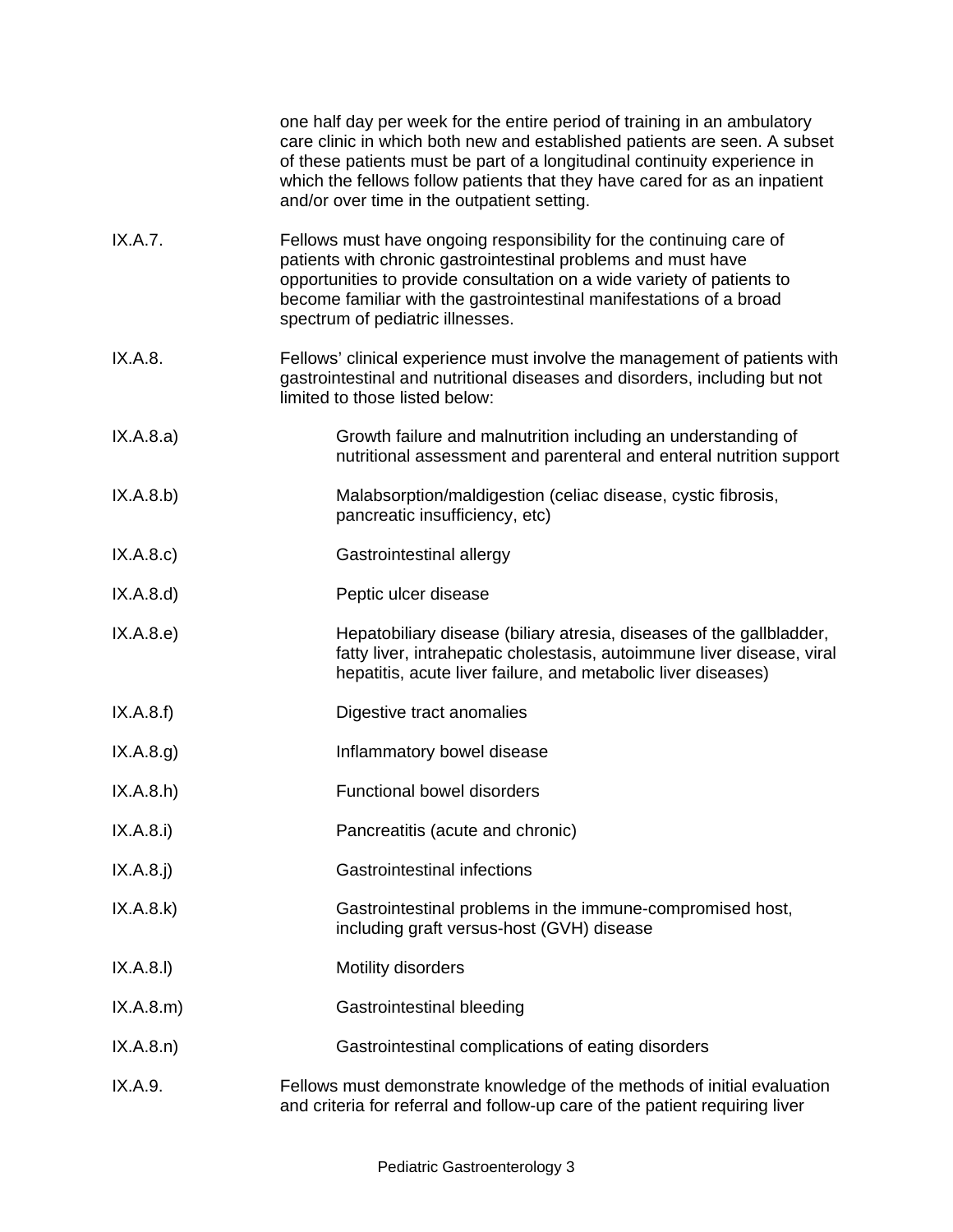one half day per week for the entire period of training in an ambulatory care clinic in which both new and established patients are seen. A subset of these patients must be part of a longitudinal continuity experience in which the fellows follow patients that they have cared for as an inpatient and/or over time in the outpatient setting.

IX.A.7. Fellows must have ongoing responsibility for the continuing care of patients with chronic gastrointestinal problems and must have opportunities to provide consultation on a wide variety of patients to become familiar with the gastrointestinal manifestations of a broad spectrum of pediatric illnesses.

IX.A.8. Fellows' clinical experience must involve the management of patients with gastrointestinal and nutritional diseases and disorders, including but not limited to those listed below:

- IX.A.8.a) Growth failure and malnutrition including an understanding of nutritional assessment and parenteral and enteral nutrition support
- IX.A.8.b) Malabsorption/maldigestion (celiac disease, cystic fibrosis, pancreatic insufficiency, etc)
- IX.A.8.c) Gastrointestinal allergy
- IX.A.8.d) Peptic ulcer disease
- IX.A.8.e) Hepatobiliary disease (biliary atresia, diseases of the gallbladder, fatty liver, intrahepatic cholestasis, autoimmune liver disease, viral hepatitis, acute liver failure, and metabolic liver diseases)
- IX.A.8.f) Digestive tract anomalies
- IX.A.8.g) Inflammatory bowel disease
- IX.A.8.h) Functional bowel disorders
- IX.A.8.i) Pancreatitis (acute and chronic)
- IX.A.8.j) Gastrointestinal infections
- IX.A.8.k) Gastrointestinal problems in the immune-compromised host, including graft versus-host (GVH) disease
- IX.A.8.l) Motility disorders
- IX.A.8.m) Gastrointestinal bleeding
- IX.A.8.n) Gastrointestinal complications of eating disorders

IX.A.9. Fellows must demonstrate knowledge of the methods of initial evaluation and criteria for referral and follow-up care of the patient requiring liver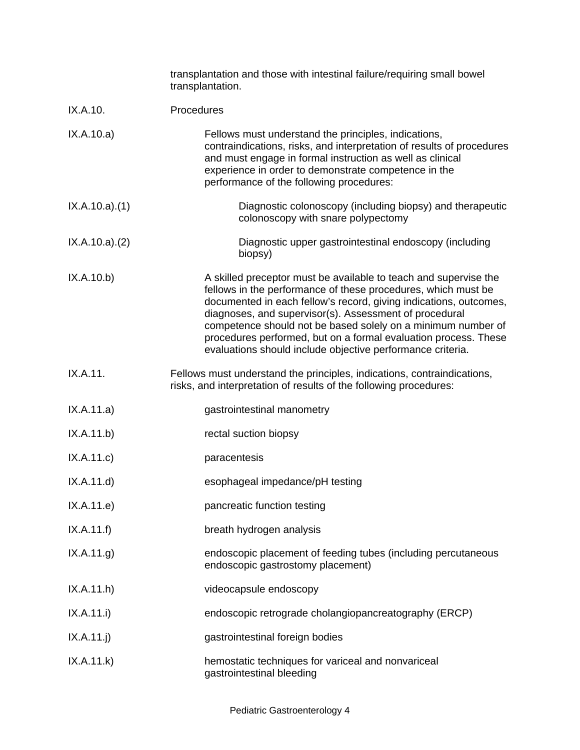transplantation and those with intestinal failure/requiring small bowel transplantation.

IX.A.10. Procedures

IX.A.10.a) Fellows must understand the principles, indications, contraindications, risks, and interpretation of results of procedures and must engage in formal instruction as well as clinical experience in order to demonstrate competence in the performance of the following procedures:

IX.A.10.a).(1) Diagnostic colonoscopy (including biopsy) and therapeutic colonoscopy with snare polypectomy

IX.A.10.a).(2) Diagnostic upper gastrointestinal endoscopy (including biopsy)

IX.A.10.b) A skilled preceptor must be available to teach and supervise the fellows in the performance of these procedures, which must be documented in each fellow's record, giving indications, outcomes, diagnoses, and supervisor(s). Assessment of procedural competence should not be based solely on a minimum number of procedures performed, but on a formal evaluation process. These evaluations should include objective performance criteria.

IX.A.11. Fellows must understand the principles, indications, contraindications, risks, and interpretation of results of the following procedures:

IX.A.11.a) gastrointestinal manometry

IX.A.11.b) rectal suction biopsy

IX.A.11.c) paracentesis

IX.A.11.d) esophageal impedance/pH testing

IX.A.11.e) pancreatic function testing

IX.A.11.f) breath hydrogen analysis

IX.A.11.g) endoscopic placement of feeding tubes (including percutaneous endoscopic gastrostomy placement)

IX.A.11.h) videocapsule endoscopy

IX.A.11.i) endoscopic retrograde cholangiopancreatography (ERCP)

IX.A.11.j) gastrointestinal foreign bodies

IX.A.11.k) hemostatic techniques for variceal and nonvariceal gastrointestinal bleeding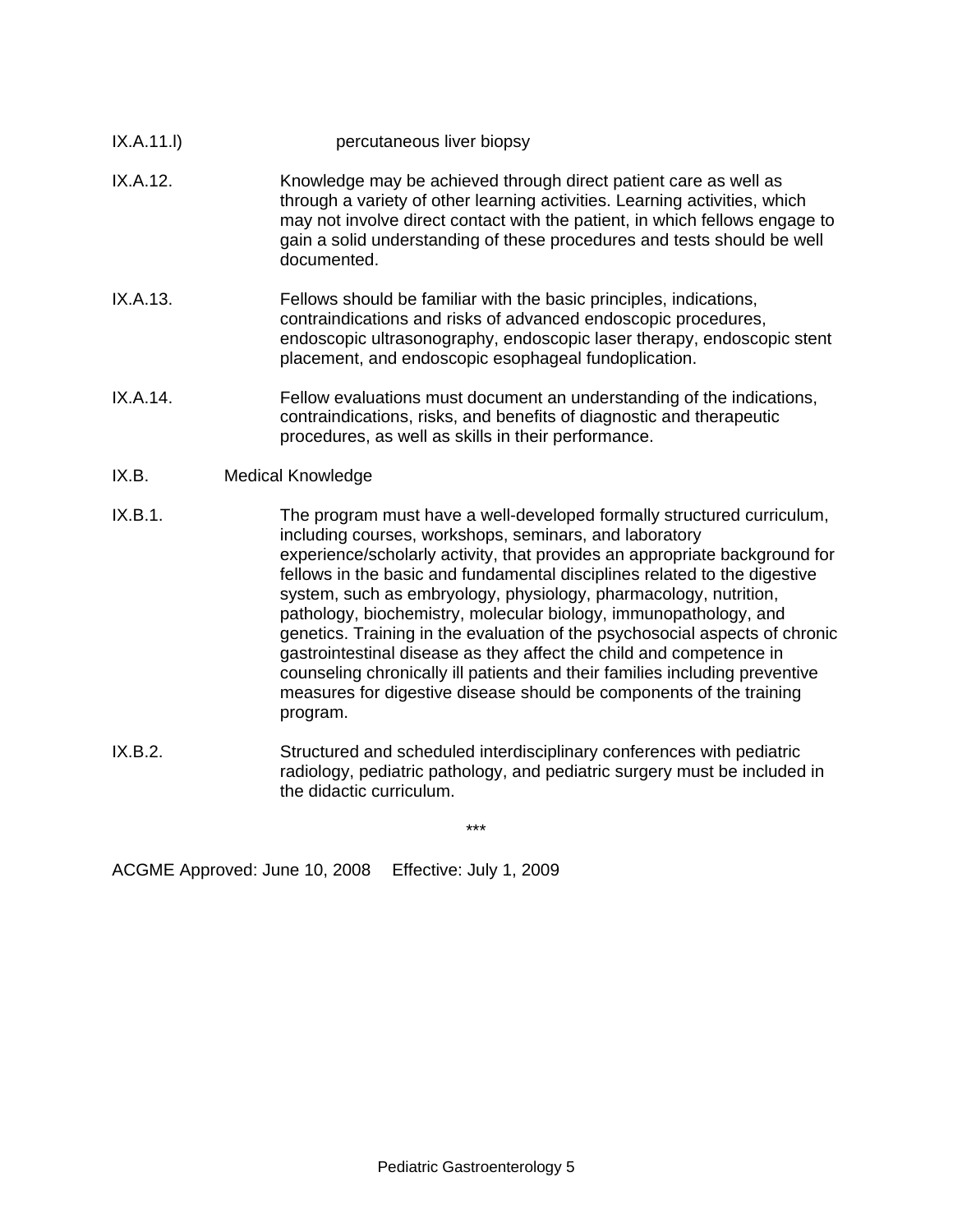IX.A.11.l) percutaneous liver biopsy

IX.A.12. Knowledge may be achieved through direct patient care as well as through a variety of other learning activities. Learning activities, which may not involve direct contact with the patient, in which fellows engage to gain a solid understanding of these procedures and tests should be well documented.

IX.A.13. Fellows should be familiar with the basic principles, indications, contraindications and risks of advanced endoscopic procedures, endoscopic ultrasonography, endoscopic laser therapy, endoscopic stent placement, and endoscopic esophageal fundoplication.

IX.A.14. Fellow evaluations must document an understanding of the indications, contraindications, risks, and benefits of diagnostic and therapeutic procedures, as well as skills in their performance.

IX.B. Medical Knowledge

IX.B.1. The program must have a well-developed formally structured curriculum, including courses, workshops, seminars, and laboratory experience/scholarly activity, that provides an appropriate background for fellows in the basic and fundamental disciplines related to the digestive system, such as embryology, physiology, pharmacology, nutrition, pathology, biochemistry, molecular biology, immunopathology, and genetics. Training in the evaluation of the psychosocial aspects of chronic gastrointestinal disease as they affect the child and competence in counseling chronically ill patients and their families including preventive measures for digestive disease should be components of the training program.

IX.B.2. Structured and scheduled interdisciplinary conferences with pediatric radiology, pediatric pathology, and pediatric surgery must be included in the didactic curriculum.

***

ACGME Approved: June 10, 2008 Effective: July 1, 2009